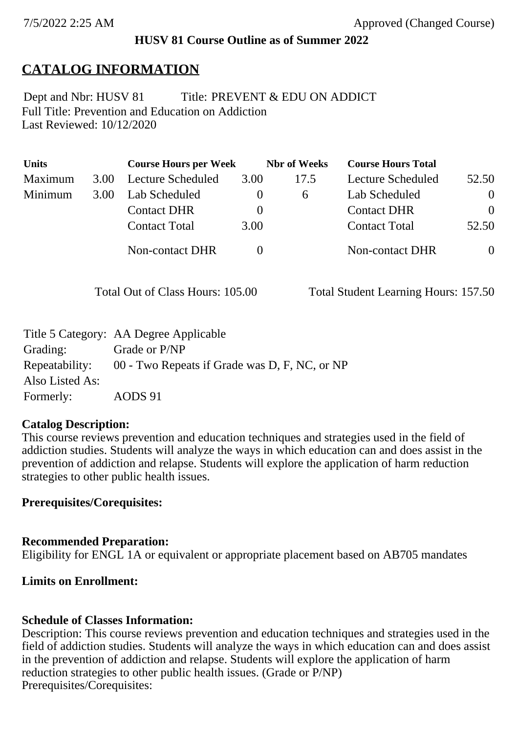7/5/2022 2:25 AM Approved (Changed Course)

**HUSV 81 Course Outline as of Summer 2022**

# CATALOG INFORMATION

Dept and Nbr: HUSV 81 Title: PREVENT & EDU ON ADDICT
Full Title: Prevention and Education on Addiction
Last Reviewed: 10/12/2020

| Units | | Course Hours per Week | | Nbr of Weeks | Course Hours Total | |
|---|---|---|---|---|---|---|
| Maximum | 3.00 | Lecture Scheduled | 3.00 | 17.5 | Lecture Scheduled | 52.50 |
| Minimum | 3.00 | Lab Scheduled | 0 | 6 | Lab Scheduled | 0 |
| | | Contact DHR | 0 | | Contact DHR | 0 |
| | | Contact Total | 3.00 | | Contact Total | 52.50 |
| | | Non-contact DHR | 0 | | Non-contact DHR | 0 |

Total Out of Class Hours: 105.00 Total Student Learning Hours: 157.50

Title 5 Category: AA Degree Applicable
Grading: Grade or P/NP
Repeatability: 00 - Two Repeats if Grade was D, F, NC, or NP
Also Listed As:
Formerly: AODS 91

**Catalog Description:**
This course reviews prevention and education techniques and strategies used in the field of addiction studies. Students will analyze the ways in which education can and does assist in the prevention of addiction and relapse. Students will explore the application of harm reduction strategies to other public health issues.

**Prerequisites/Corequisites:**

**Recommended Preparation:**
Eligibility for ENGL 1A or equivalent or appropriate placement based on AB705 mandates

**Limits on Enrollment:**

**Schedule of Classes Information:**
Description: This course reviews prevention and education techniques and strategies used in the field of addiction studies. Students will analyze the ways in which education can and does assist in the prevention of addiction and relapse. Students will explore the application of harm reduction strategies to other public health issues. (Grade or P/NP)
Prerequisites/Corequisites: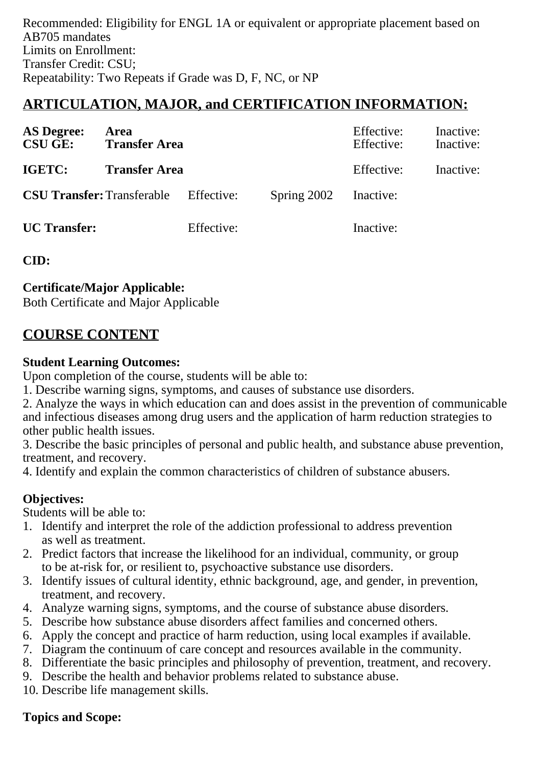Recommended: Eligibility for ENGL 1A or equivalent or appropriate placement based on AB705 mandates
Limits on Enrollment:
Transfer Credit: CSU;
Repeatability: Two Repeats if Grade was D, F, NC, or NP

## ARTICULATION, MAJOR, and CERTIFICATION INFORMATION:

| | | | | | |
|---|---|---|---|---|---|
| **AS Degree:** | **Area** | | | Effective: | Inactive: |
| **CSU GE:** | **Transfer Area** | | | Effective: | Inactive: |
| **IGETC:** | **Transfer Area** | | | Effective: | Inactive: |
| **CSU Transfer:** | Transferable | Effective: | Spring 2002 | Inactive: | |
| **UC Transfer:** | | Effective: | | Inactive: | |

**CID:**

**Certificate/Major Applicable:**
Both Certificate and Major Applicable

## COURSE CONTENT

**Student Learning Outcomes:**
Upon completion of the course, students will be able to:
1. Describe warning signs, symptoms, and causes of substance use disorders.
2. Analyze the ways in which education can and does assist in the prevention of communicable and infectious diseases among drug users and the application of harm reduction strategies to other public health issues.
3. Describe the basic principles of personal and public health, and substance abuse prevention, treatment, and recovery.
4. Identify and explain the common characteristics of children of substance abusers.

**Objectives:**
Students will be able to:
1. Identify and interpret the role of the addiction professional to address prevention as well as treatment.
2. Predict factors that increase the likelihood for an individual, community, or group to be at-risk for, or resilient to, psychoactive substance use disorders.
3. Identify issues of cultural identity, ethnic background, age, and gender, in prevention, treatment, and recovery.
4. Analyze warning signs, symptoms, and the course of substance abuse disorders.
5. Describe how substance abuse disorders affect families and concerned others.
6. Apply the concept and practice of harm reduction, using local examples if available.
7. Diagram the continuum of care concept and resources available in the community.
8. Differentiate the basic principles and philosophy of prevention, treatment, and recovery.
9. Describe the health and behavior problems related to substance abuse.
10. Describe life management skills.

**Topics and Scope:**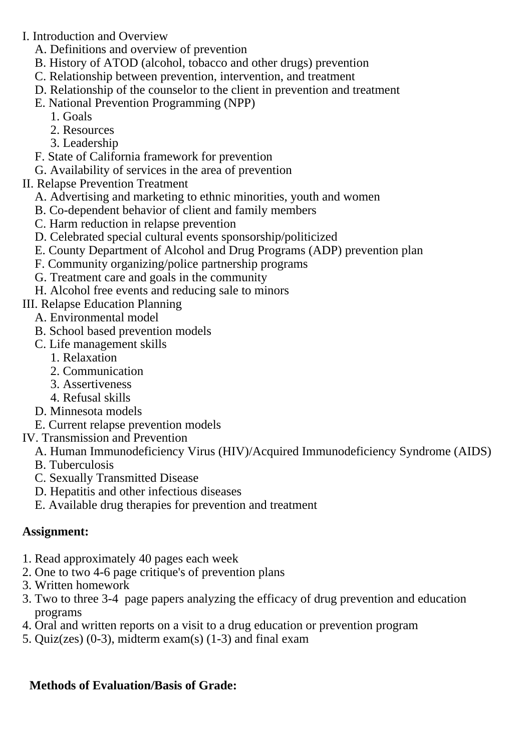I. Introduction and Overview
   A. Definitions and overview of prevention
   B. History of ATOD (alcohol, tobacco and other drugs) prevention
   C. Relationship between prevention, intervention, and treatment
   D. Relationship of the counselor to the client in prevention and treatment
   E. National Prevention Programming (NPP)
      1. Goals
      2. Resources
      3. Leadership
   F. State of California framework for prevention
   G. Availability of services in the area of prevention
II. Relapse Prevention Treatment
   A. Advertising and marketing to ethnic minorities, youth and women
   B. Co-dependent behavior of client and family members
   C. Harm reduction in relapse prevention
   D. Celebrated special cultural events sponsorship/politicized
   E. County Department of Alcohol and Drug Programs (ADP) prevention plan
   F. Community organizing/police partnership programs
   G. Treatment care and goals in the community
   H. Alcohol free events and reducing sale to minors
III. Relapse Education Planning
   A. Environmental model
   B. School based prevention models
   C. Life management skills
      1. Relaxation
      2. Communication
      3. Assertiveness
      4. Refusal skills
   D. Minnesota models
   E. Current relapse prevention models
IV. Transmission and Prevention
   A. Human Immunodeficiency Virus (HIV)/Acquired Immunodeficiency Syndrome (AIDS)
   B. Tuberculosis
   C. Sexually Transmitted Disease
   D. Hepatitis and other infectious diseases
   E. Available drug therapies for prevention and treatment

**Assignment:**

1. Read approximately 40 pages each week
2. One to two 4-6 page critique's of prevention plans
3. Written homework
3. Two to three 3-4 page papers analyzing the efficacy of drug prevention and education programs
4. Oral and written reports on a visit to a drug education or prevention program
5. Quiz(zes) (0-3), midterm exam(s) (1-3) and final exam

**Methods of Evaluation/Basis of Grade:**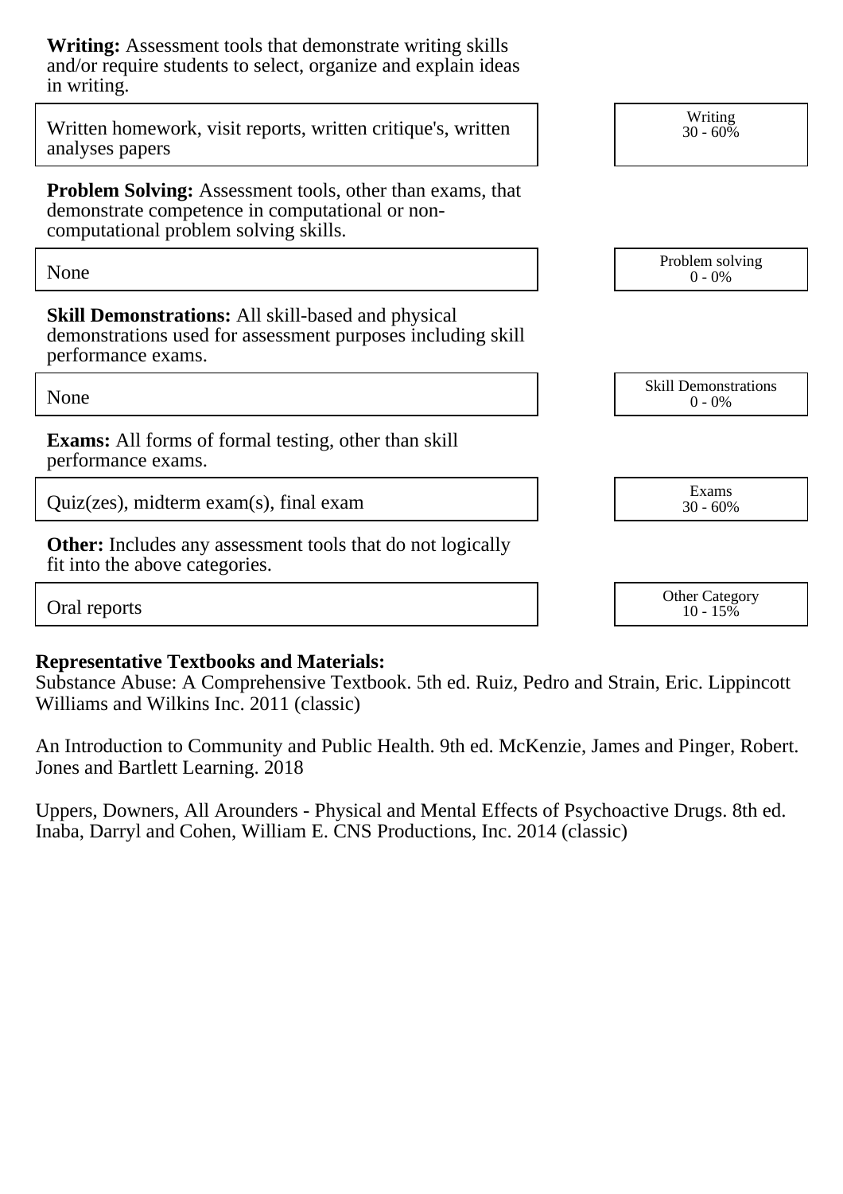**Writing:** Assessment tools that demonstrate writing skills and/or require students to select, organize and explain ideas in writing.

| | |
|---|---|
| Written homework, visit reports, written critique's, written analyses papers | Writing 30 - 60% |

**Problem Solving:** Assessment tools, other than exams, that demonstrate competence in computational or non-computational problem solving skills.

| | |
|---|---|
| None | Problem solving 0 - 0% |

**Skill Demonstrations:** All skill-based and physical demonstrations used for assessment purposes including skill performance exams.

| | |
|---|---|
| None | Skill Demonstrations 0 - 0% |

**Exams:** All forms of formal testing, other than skill performance exams.

| | |
|---|---|
| Quiz(zes), midterm exam(s), final exam | Exams 30 - 60% |

**Other:** Includes any assessment tools that do not logically fit into the above categories.

| | |
|---|---|
| Oral reports | Other Category 10 - 15% |

**Representative Textbooks and Materials:**

Substance Abuse: A Comprehensive Textbook. 5th ed. Ruiz, Pedro and Strain, Eric. Lippincott Williams and Wilkins Inc. 2011 (classic)

An Introduction to Community and Public Health. 9th ed. McKenzie, James and Pinger, Robert. Jones and Bartlett Learning. 2018

Uppers, Downers, All Arounders - Physical and Mental Effects of Psychoactive Drugs. 8th ed. Inaba, Darryl and Cohen, William E. CNS Productions, Inc. 2014 (classic)